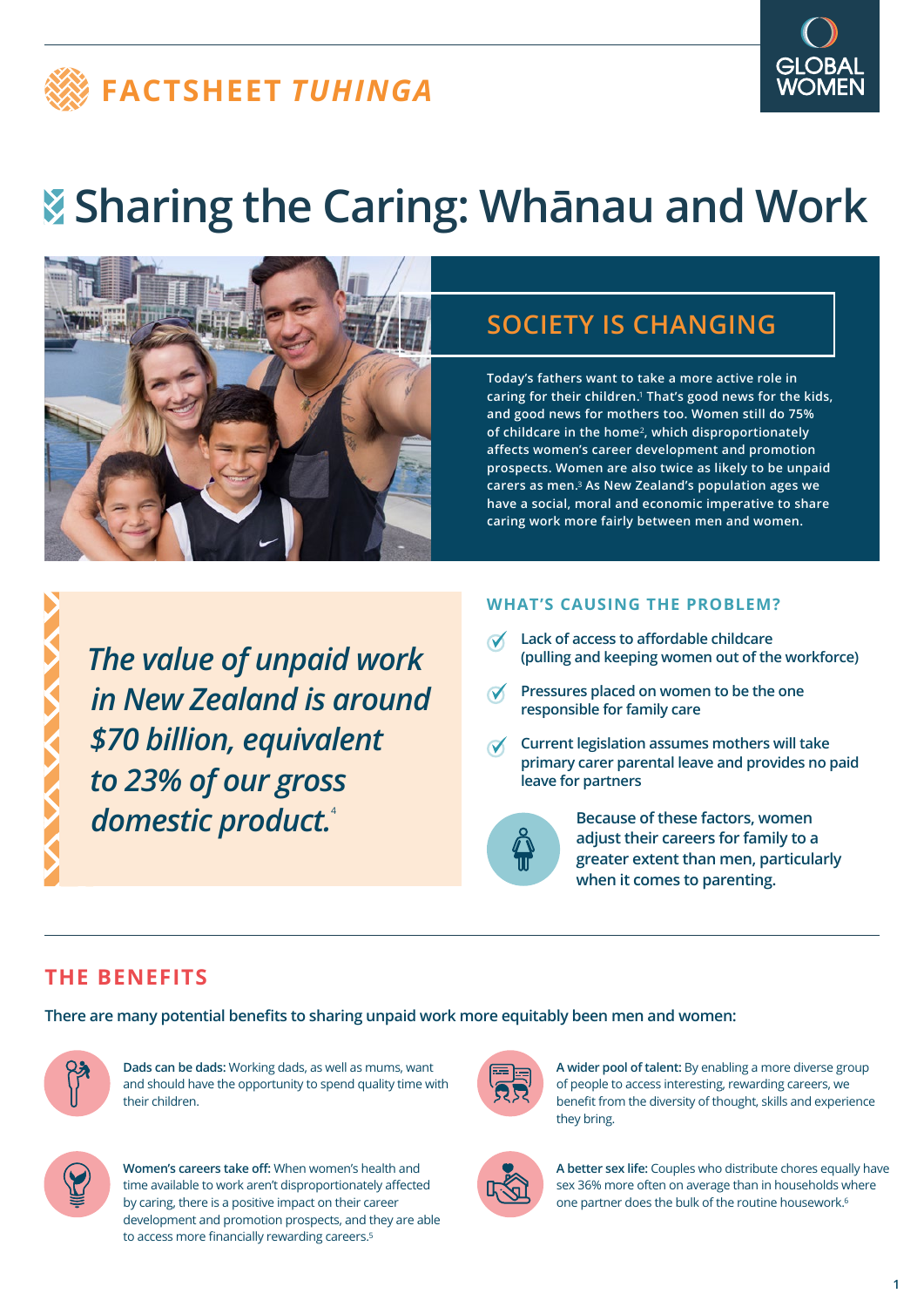FACTSHEET *TUHINGA*

GLOBAL WOMEN

# Sharing the Caring: Whānau and Work

## SOCIETY IS CHANGING

Today's fathers want to take a more active role in caring for their children.[1] That's good news for the kids, and good news for mothers too. Women still do 75% of childcare in the home[2], which disproportionately affects women's career development and promotion prospects. Women are also twice as likely to be unpaid carers as men.[3] As New Zealand's population ages we have a social, moral and economic imperative to share caring work more fairly between men and women.

> *The value of unpaid work in New Zealand is around $70 billion, equivalent to 23% of our gross domestic product.*[4]

### WHAT'S CAUSING THE PROBLEM?

- Lack of access to affordable childcare (pulling and keeping women out of the workforce)
- Pressures placed on women to be the one responsible for family care
- Current legislation assumes mothers will take primary carer parental leave and provides no paid leave for partners

Because of these factors, women adjust their careers for family to a greater extent than men, particularly when it comes to parenting.

## THE BENEFITS

There are many potential benefits to sharing unpaid work more equitably been men and women:

**Dads can be dads:** Working dads, as well as mums, want and should have the opportunity to spend quality time with their children.

**Women's careers take off:** When women's health and time available to work aren't disproportionately affected by caring, there is a positive impact on their career development and promotion prospects, and they are able to access more financially rewarding careers.[5]

**A wider pool of talent:** By enabling a more diverse group of people to access interesting, rewarding careers, we benefit from the diversity of thought, skills and experience they bring.

**A better sex life:** Couples who distribute chores equally have sex 36% more often on average than in households where one partner does the bulk of the routine housework.[6]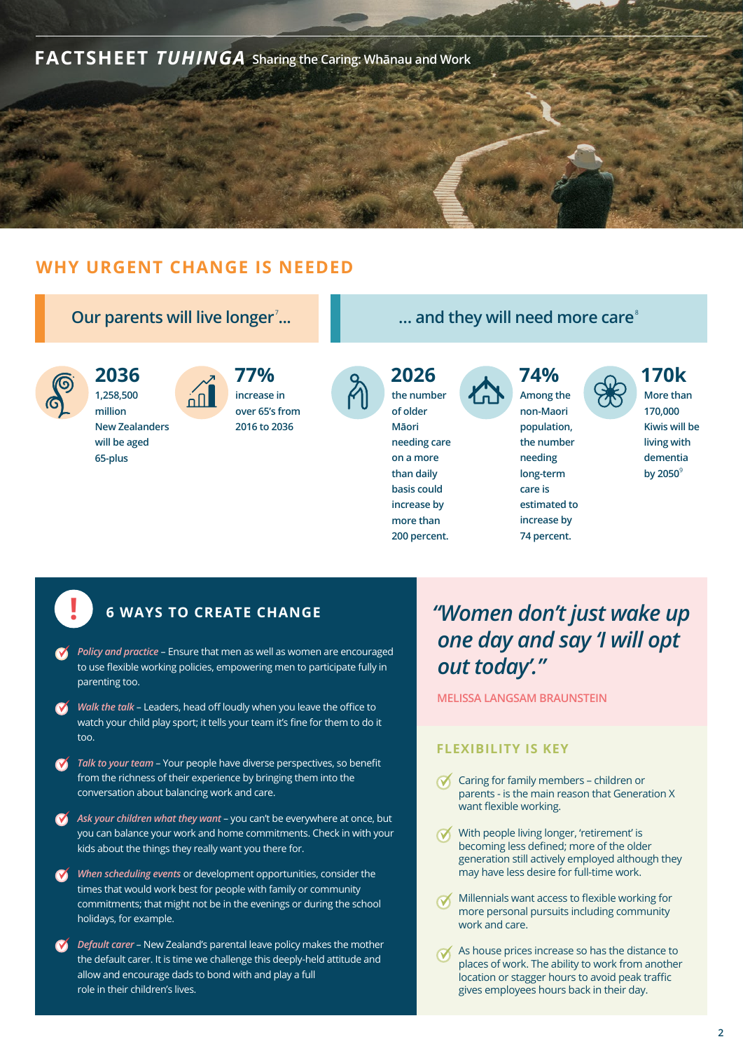FACTSHEET *TUHINGA* Sharing the Caring: Whānau and Work

## WHY URGENT CHANGE IS NEEDED

### Our parents will live longer[7]...

**2036**
1,258,500 million New Zealanders will be aged 65-plus

**77%**
increase in over 65's from 2016 to 2036

### ... and they will need more care[8]

**2026**
the number of older Māori needing care on a more than daily basis could increase by more than 200 percent.

**74%**
Among the non-Maori population, the number needing long-term care is estimated to increase by 74 percent.

**170k**
More than 170,000 Kiwis will be living with dementia by 2050[9]

## 6 WAYS TO CREATE CHANGE

- *Policy and practice* – Ensure that men as well as women are encouraged to use flexible working policies, empowering men to participate fully in parenting too.
- *Walk the talk* – Leaders, head off loudly when you leave the office to watch your child play sport; it tells your team it's fine for them to do it too.
- *Talk to your team* – Your people have diverse perspectives, so benefit from the richness of their experience by bringing them into the conversation about balancing work and care.
- *Ask your children what they want* – you can't be everywhere at once, but you can balance your work and home commitments. Check in with your kids about the things they really want you there for.
- *When scheduling events* or development opportunities, consider the times that would work best for people with family or community commitments; that might not be in the evenings or during the school holidays, for example.
- *Default carer* – New Zealand's parental leave policy makes the mother the default carer. It is time we challenge this deeply-held attitude and allow and encourage dads to bond with and play a full role in their children's lives.

> *"Women don't just wake up one day and say 'I will opt out today'."*
>
> MELISSA LANGSAM BRAUNSTEIN

## FLEXIBILITY IS KEY

- Caring for family members – children or parents - is the main reason that Generation X want flexible working.
- With people living longer, 'retirement' is becoming less defined; more of the older generation still actively employed although they may have less desire for full-time work.
- Millennials want access to flexible working for more personal pursuits including community work and care.
- As house prices increase so has the distance to places of work. The ability to work from another location or stagger hours to avoid peak traffic gives employees hours back in their day.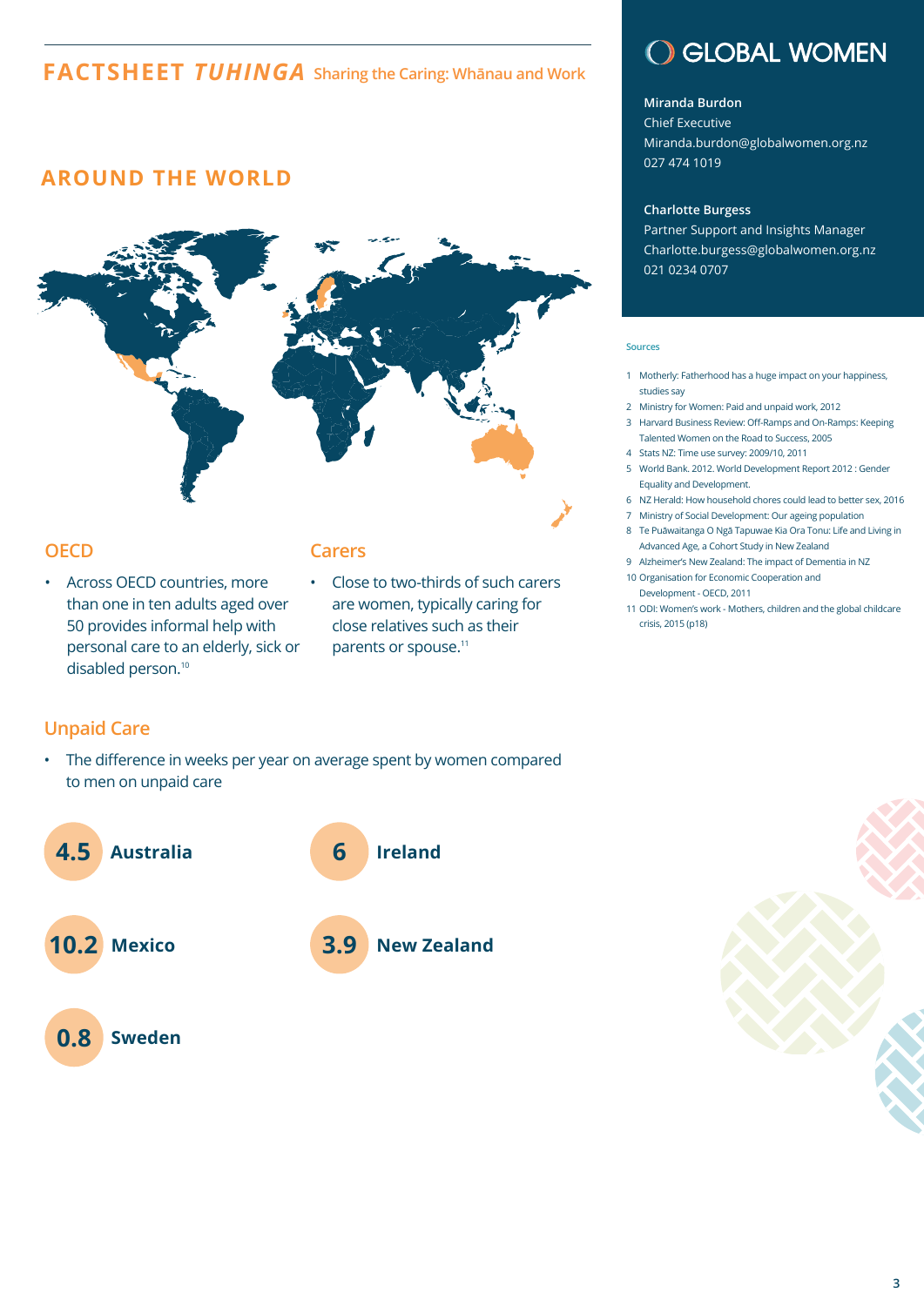# FACTSHEET *TUHINGA* Sharing the Caring: Whānau and Work

## AROUND THE WORLD

### OECD

- Across OECD countries, more than one in ten adults aged over 50 provides informal help with personal care to an elderly, sick or disabled person.[10]

### Carers

- Close to two-thirds of such carers are women, typically caring for close relatives such as their parents or spouse.[11]

### Unpaid Care

- The difference in weeks per year on average spent by women compared to men on unpaid care

**4.5** Australia

**6** Ireland

**10.2** Mexico

**3.9** New Zealand

**0.8** Sweden

GLOBAL WOMEN

**Miranda Burdon**
Chief Executive
Miranda.burdon@globalwomen.org.nz
027 474 1019

**Charlotte Burgess**
Partner Support and Insights Manager
Charlotte.burgess@globalwomen.org.nz
021 0234 0707

Sources

1. Motherly: Fatherhood has a huge impact on your happiness, studies say
2. Ministry for Women: Paid and unpaid work, 2012
3. Harvard Business Review: Off-Ramps and On-Ramps: Keeping Talented Women on the Road to Success, 2005
4. Stats NZ: Time use survey: 2009/10, 2011
5. World Bank. 2012. World Development Report 2012 : Gender Equality and Development.
6. NZ Herald: How household chores could lead to better sex, 2016
7. Ministry of Social Development: Our ageing population
8. Te Puāwaitanga O Ngā Tapuwae Kia Ora Tonu: Life and Living in Advanced Age, a Cohort Study in New Zealand
9. Alzheimer's New Zealand: The impact of Dementia in NZ
10. Organisation for Economic Cooperation and Development - OECD, 2011
11. ODI: Women's work - Mothers, children and the global childcare crisis, 2015 (p18)